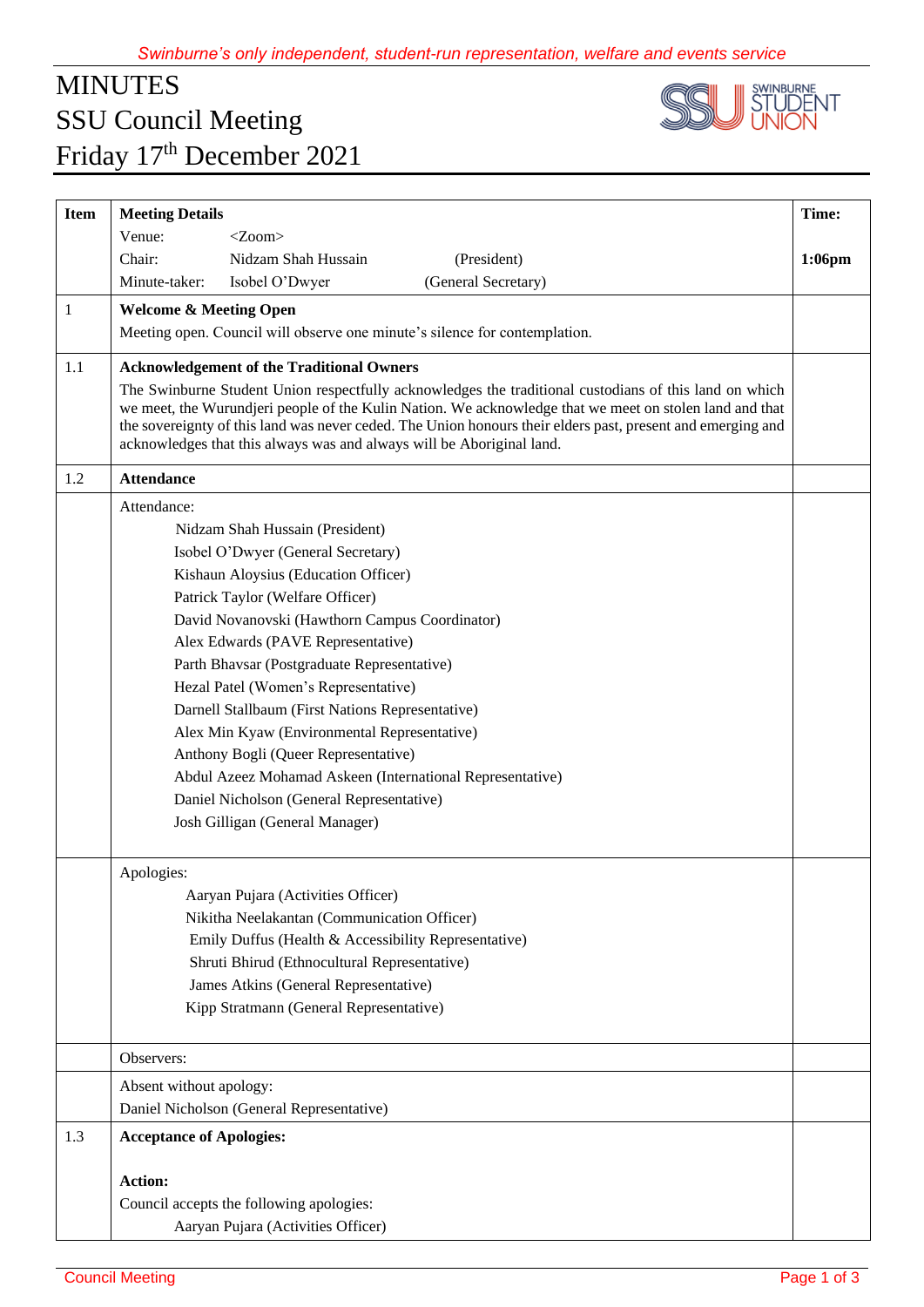*Swinburne's only independent, student-run representation, welfare and events service*

# MINUTES
# SSU Council Meeting
# Friday 17th December 2021

| Item | Meeting Details | Time: |
|---|---|---|
| | Venue: <Zoom> | |
| | Chair: Nidzam Shah Hussain (President) | 1:06pm |
| | Minute-taker: Isobel O'Dwyer (General Secretary) | |
| 1 | **Welcome & Meeting Open**<br>Meeting open. Council will observe one minute's silence for contemplation. | |
| 1.1 | **Acknowledgement of the Traditional Owners**<br>The Swinburne Student Union respectfully acknowledges the traditional custodians of this land on which we meet, the Wurundjeri people of the Kulin Nation. We acknowledge that we meet on stolen land and that the sovereignty of this land was never ceded. The Union honours their elders past, present and emerging and acknowledges that this always was and always will be Aboriginal land. | |
| 1.2 | **Attendance** | |
| | Attendance:<br>Nidzam Shah Hussain (President)<br>Isobel O'Dwyer (General Secretary)<br>Kishaun Aloysius (Education Officer)<br>Patrick Taylor (Welfare Officer)<br>David Novanovski (Hawthorn Campus Coordinator)<br>Alex Edwards (PAVE Representative)<br>Parth Bhavsar (Postgraduate Representative)<br>Hezal Patel (Women's Representative)<br>Darnell Stallbaum (First Nations Representative)<br>Alex Min Kyaw (Environmental Representative)<br>Anthony Bogli (Queer Representative)<br>Abdul Azeez Mohamad Askeen (International Representative)<br>Daniel Nicholson (General Representative)<br>Josh Gilligan (General Manager) | |
| | Apologies:<br>Aaryan Pujara (Activities Officer)<br>Nikitha Neelakantan (Communication Officer)<br>Emily Duffus (Health & Accessibility Representative)<br>Shruti Bhirud (Ethnocultural Representative)<br>James Atkins (General Representative)<br>Kipp Stratmann (General Representative) | |
| | Observers: | |
| | Absent without apology:<br>Daniel Nicholson (General Representative) | |
| 1.3 | **Acceptance of Apologies:**<br><br>**Action:**<br>Council accepts the following apologies:<br>Aaryan Pujara (Activities Officer) | |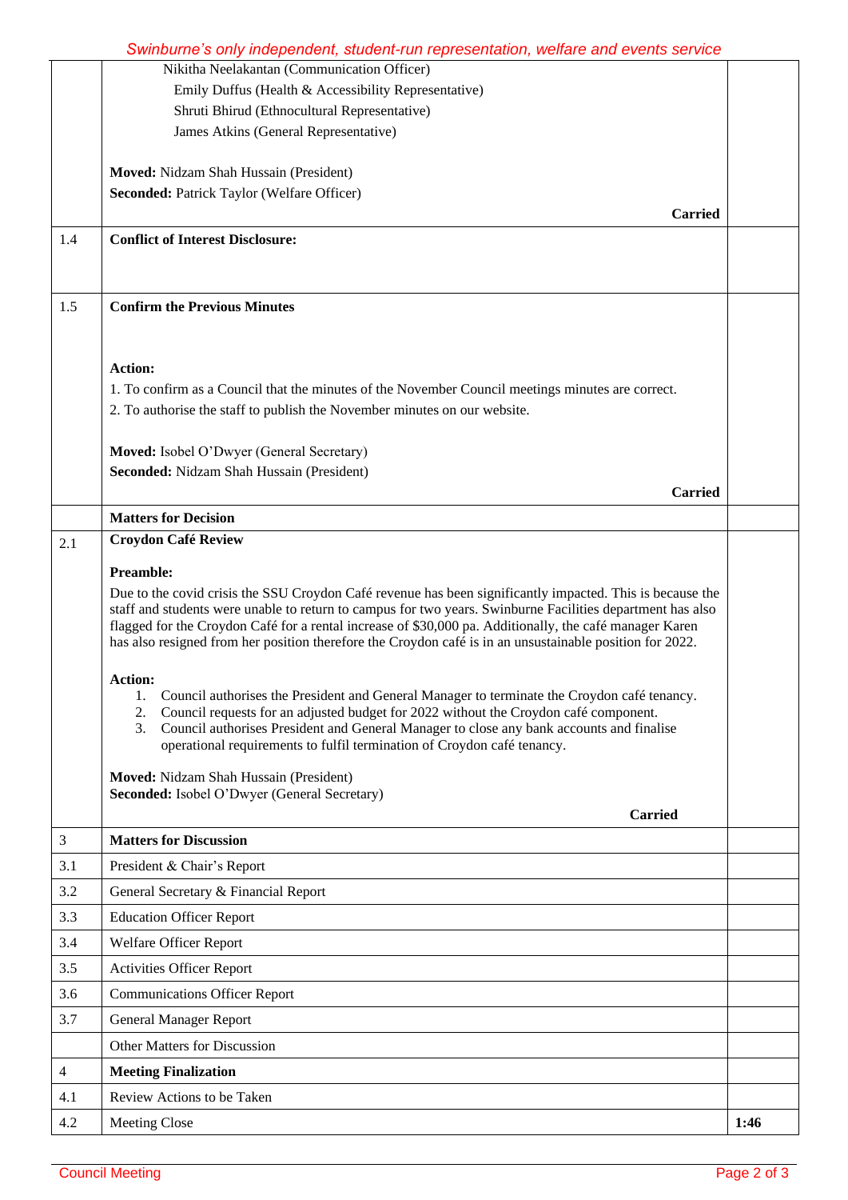| | | |
|---|---|---|
| | Nikitha Neelakantan (Communication Officer)<br>Emily Duffus (Health & Accessibility Representative)<br>Shruti Bhirud (Ethnocultural Representative)<br>James Atkins (General Representative)<br><br>**Moved:** Nidzam Shah Hussain (President)<br>**Seconded:** Patrick Taylor (Welfare Officer)<br>**Carried** | |
| 1.4 | **Conflict of Interest Disclosure:** | |
| 1.5 | **Confirm the Previous Minutes**<br><br>**Action:**<br>1. To confirm as a Council that the minutes of the November Council meetings minutes are correct.<br>2. To authorise the staff to publish the November minutes on our website.<br><br>**Moved:** Isobel O'Dwyer (General Secretary)<br>**Seconded:** Nidzam Shah Hussain (President)<br>**Carried** | |
| | **Matters for Decision** | |
| 2.1 | **Croydon Café Review**<br><br>**Preamble:**<br>Due to the covid crisis the SSU Croydon Café revenue has been significantly impacted. This is because the staff and students were unable to return to campus for two years. Swinburne Facilities department has also flagged for the Croydon Café for a rental increase of $30,000 pa. Additionally, the café manager Karen has also resigned from her position therefore the Croydon café is in an unsustainable position for 2022.<br><br>**Action:**<br>1. Council authorises the President and General Manager to terminate the Croydon café tenancy.<br>2. Council requests for an adjusted budget for 2022 without the Croydon café component.<br>3. Council authorises President and General Manager to close any bank accounts and finalise operational requirements to fulfil termination of Croydon café tenancy.<br><br>**Moved:** Nidzam Shah Hussain (President)<br>**Seconded:** Isobel O'Dwyer (General Secretary)<br>**Carried** | |
| 3 | **Matters for Discussion** | |
| 3.1 | President & Chair's Report | |
| 3.2 | General Secretary & Financial Report | |
| 3.3 | Education Officer Report | |
| 3.4 | Welfare Officer Report | |
| 3.5 | Activities Officer Report | |
| 3.6 | Communications Officer Report | |
| 3.7 | General Manager Report | |
| | Other Matters for Discussion | |
| 4 | **Meeting Finalization** | |
| 4.1 | Review Actions to be Taken | |
| 4.2 | Meeting Close | **1:46** |